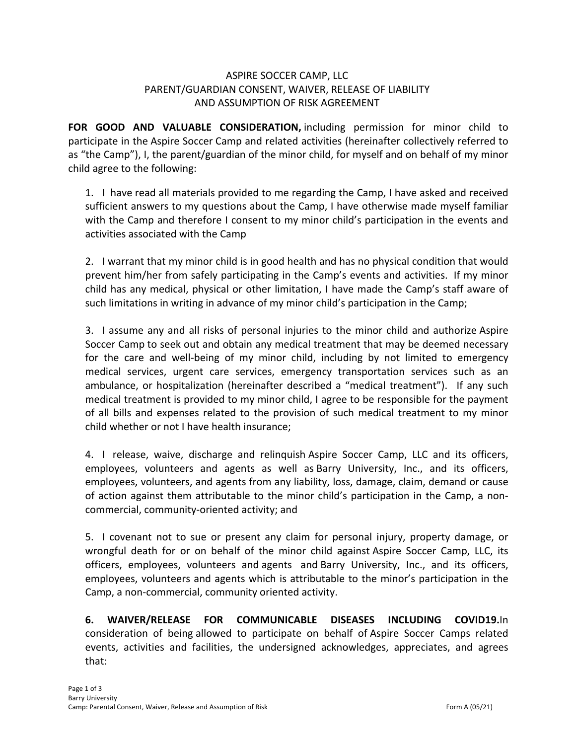ASPIRE SOCCER CAMP, LLC
PARENT/GUARDIAN CONSENT, WAIVER, RELEASE OF LIABILITY
AND ASSUMPTION OF RISK AGREEMENT

**FOR GOOD AND VALUABLE CONSIDERATION,** including permission for minor child to participate in the Aspire Soccer Camp and related activities (hereinafter collectively referred to as "the Camp"), I, the parent/guardian of the minor child, for myself and on behalf of my minor child agree to the following:

1. I have read all materials provided to me regarding the Camp, I have asked and received sufficient answers to my questions about the Camp, I have otherwise made myself familiar with the Camp and therefore I consent to my minor child's participation in the events and activities associated with the Camp

2. I warrant that my minor child is in good health and has no physical condition that would prevent him/her from safely participating in the Camp's events and activities. If my minor child has any medical, physical or other limitation, I have made the Camp's staff aware of such limitations in writing in advance of my minor child's participation in the Camp;

3. I assume any and all risks of personal injuries to the minor child and authorize Aspire Soccer Camp to seek out and obtain any medical treatment that may be deemed necessary for the care and well-being of my minor child, including by not limited to emergency medical services, urgent care services, emergency transportation services such as an ambulance, or hospitalization (hereinafter described a "medical treatment"). If any such medical treatment is provided to my minor child, I agree to be responsible for the payment of all bills and expenses related to the provision of such medical treatment to my minor child whether or not I have health insurance;

4. I release, waive, discharge and relinquish Aspire Soccer Camp, LLC and its officers, employees, volunteers and agents as well as Barry University, Inc., and its officers, employees, volunteers, and agents from any liability, loss, damage, claim, demand or cause of action against them attributable to the minor child's participation in the Camp, a non-commercial, community-oriented activity; and

5. I covenant not to sue or present any claim for personal injury, property damage, or wrongful death for or on behalf of the minor child against Aspire Soccer Camp, LLC, its officers, employees, volunteers and agents and Barry University, Inc., and its officers, employees, volunteers and agents which is attributable to the minor's participation in the Camp, a non-commercial, community oriented activity.

**6. WAIVER/RELEASE FOR COMMUNICABLE DISEASES INCLUDING COVID19.** In consideration of being allowed to participate on behalf of Aspire Soccer Camps related events, activities and facilities, the undersigned acknowledges, appreciates, and agrees that: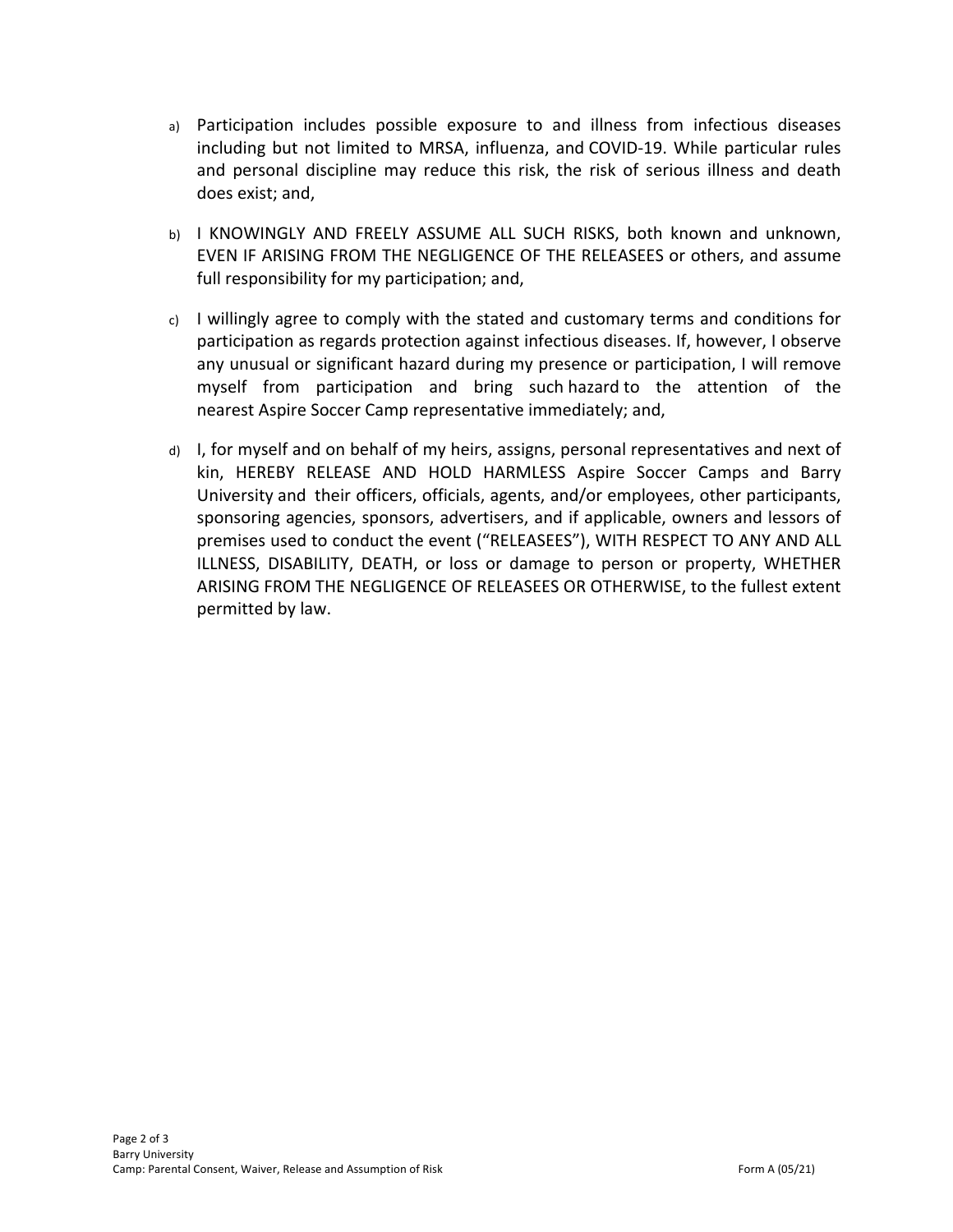a) Participation includes possible exposure to and illness from infectious diseases including but not limited to MRSA, influenza, and COVID-19. While particular rules and personal discipline may reduce this risk, the risk of serious illness and death does exist; and,

b) I KNOWINGLY AND FREELY ASSUME ALL SUCH RISKS, both known and unknown, EVEN IF ARISING FROM THE NEGLIGENCE OF THE RELEASEES or others, and assume full responsibility for my participation; and,

c) I willingly agree to comply with the stated and customary terms and conditions for participation as regards protection against infectious diseases. If, however, I observe any unusual or significant hazard during my presence or participation, I will remove myself from participation and bring such hazard to the attention of the nearest Aspire Soccer Camp representative immediately; and,

d) I, for myself and on behalf of my heirs, assigns, personal representatives and next of kin, HEREBY RELEASE AND HOLD HARMLESS Aspire Soccer Camps and Barry University and their officers, officials, agents, and/or employees, other participants, sponsoring agencies, sponsors, advertisers, and if applicable, owners and lessors of premises used to conduct the event ("RELEASEES"), WITH RESPECT TO ANY AND ALL ILLNESS, DISABILITY, DEATH, or loss or damage to person or property, WHETHER ARISING FROM THE NEGLIGENCE OF RELEASEES OR OTHERWISE, to the fullest extent permitted by law.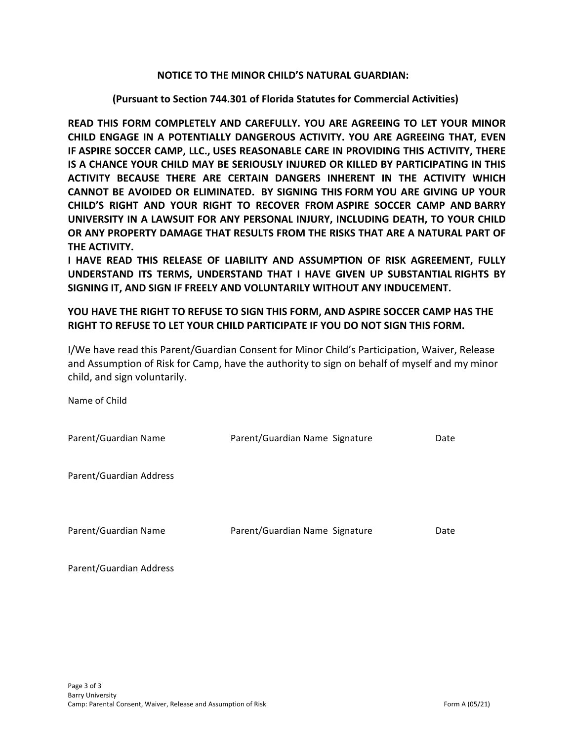**NOTICE TO THE MINOR CHILD'S NATURAL GUARDIAN:**

**(Pursuant to Section 744.301 of Florida Statutes for Commercial Activities)**

**READ THIS FORM COMPLETELY AND CAREFULLY. YOU ARE AGREEING TO LET YOUR MINOR CHILD ENGAGE IN A POTENTIALLY DANGEROUS ACTIVITY. YOU ARE AGREEING THAT, EVEN IF ASPIRE SOCCER CAMP, LLC., USES REASONABLE CARE IN PROVIDING THIS ACTIVITY, THERE IS A CHANCE YOUR CHILD MAY BE SERIOUSLY INJURED OR KILLED BY PARTICIPATING IN THIS ACTIVITY BECAUSE THERE ARE CERTAIN DANGERS INHERENT IN THE ACTIVITY WHICH CANNOT BE AVOIDED OR ELIMINATED. BY SIGNING THIS FORM YOU ARE GIVING UP YOUR CHILD'S RIGHT AND YOUR RIGHT TO RECOVER FROM ASPIRE SOCCER CAMP AND BARRY UNIVERSITY IN A LAWSUIT FOR ANY PERSONAL INJURY, INCLUDING DEATH, TO YOUR CHILD OR ANY PROPERTY DAMAGE THAT RESULTS FROM THE RISKS THAT ARE A NATURAL PART OF THE ACTIVITY.**

**I HAVE READ THIS RELEASE OF LIABILITY AND ASSUMPTION OF RISK AGREEMENT, FULLY UNDERSTAND ITS TERMS, UNDERSTAND THAT I HAVE GIVEN UP SUBSTANTIAL RIGHTS BY SIGNING IT, AND SIGN IF FREELY AND VOLUNTARILY WITHOUT ANY INDUCEMENT.**

**YOU HAVE THE RIGHT TO REFUSE TO SIGN THIS FORM, AND ASPIRE SOCCER CAMP HAS THE RIGHT TO REFUSE TO LET YOUR CHILD PARTICIPATE IF YOU DO NOT SIGN THIS FORM.**

I/We have read this Parent/Guardian Consent for Minor Child's Participation, Waiver, Release and Assumption of Risk for Camp, have the authority to sign on behalf of myself and my minor child, and sign voluntarily.

Name of Child

Parent/Guardian Name Parent/Guardian Name Signature Date

Parent/Guardian Address

Parent/Guardian Name Parent/Guardian Name Signature Date

Parent/Guardian Address

Barry University
Camp: Parental Consent, Waiver, Release and Assumption of Risk Form A (05/21)